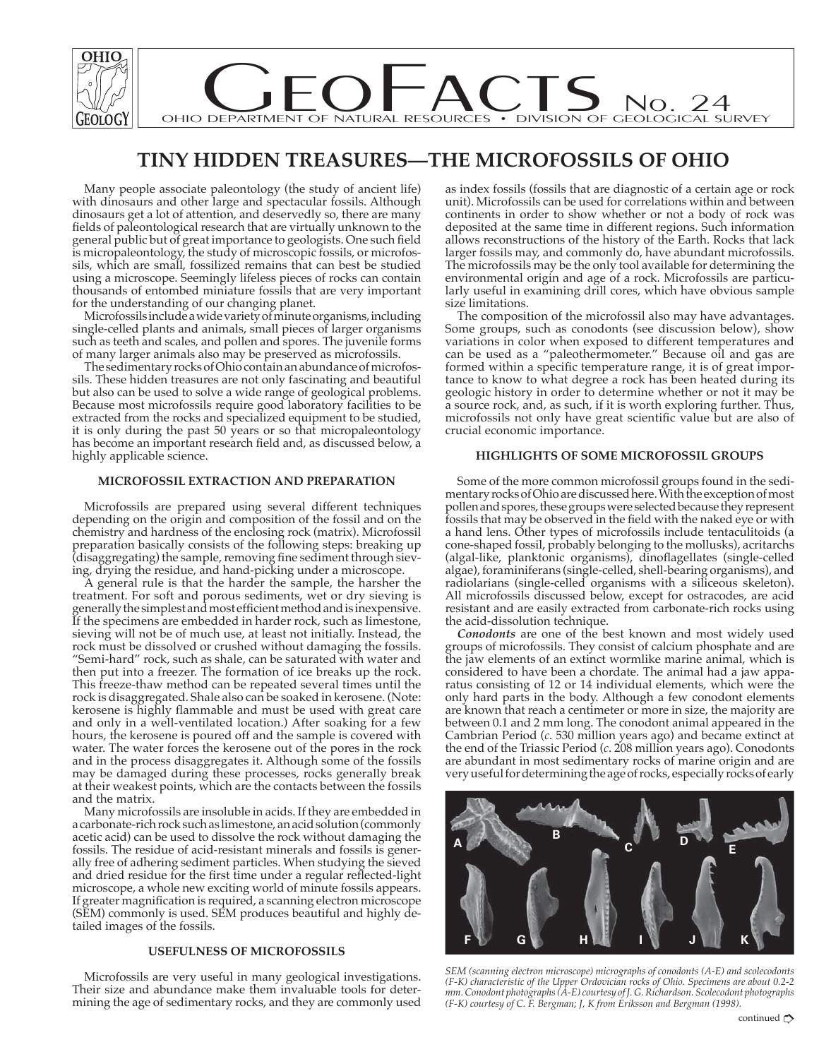# GEOFACTS No. 24

OHIO DEPARTMENT OF NATURAL RESOURCES • DIVISION OF GEOLOGICAL SURVEY

## TINY HIDDEN TREASURES—THE MICROFOSSILS OF OHIO

Many people associate paleontology (the study of ancient life) with dinosaurs and other large and spectacular fossils. Although dinosaurs get a lot of attention, and deservedly so, there are many fields of paleontological research that are virtually unknown to the general public but of great importance to geologists. One such field is micropaleontology, the study of microscopic fossils, or microfossils, which are small, fossilized remains that can best be studied using a microscope. Seemingly lifeless pieces of rocks can contain thousands of entombed miniature fossils that are very important for the understanding of our changing planet.

Microfossils include a wide variety of minute organisms, including single-celled plants and animals, small pieces of larger organisms such as teeth and scales, and pollen and spores. The juvenile forms of many larger animals also may be preserved as microfossils.

The sedimentary rocks of Ohio contain an abundance of microfossils. These hidden treasures are not only fascinating and beautiful but also can be used to solve a wide range of geological problems. Because most microfossils require good laboratory facilities to be extracted from the rocks and specialized equipment to be studied, it is only during the past 50 years or so that micropaleontology has become an important research field and, as discussed below, a highly applicable science.

### MICROFOSSIL EXTRACTION AND PREPARATION

Microfossils are prepared using several different techniques depending on the origin and composition of the fossil and on the chemistry and hardness of the enclosing rock (matrix). Microfossil preparation basically consists of the following steps: breaking up (disaggregating) the sample, removing fine sediment through sieving, drying the residue, and hand-picking under a microscope.

A general rule is that the harder the sample, the harsher the treatment. For soft and porous sediments, wet or dry sieving is generally the simplest and most efficient method and is inexpensive. If the specimens are embedded in harder rock, such as limestone, sieving will not be of much use, at least not initially. Instead, the rock must be dissolved or crushed without damaging the fossils. "Semi-hard" rock, such as shale, can be saturated with water and then put into a freezer. The formation of ice breaks up the rock. This freeze-thaw method can be repeated several times until the rock is disaggregated. Shale also can be soaked in kerosene. (Note: kerosene is highly flammable and must be used with great care and only in a well-ventilated location.) After soaking for a few hours, the kerosene is poured off and the sample is covered with water. The water forces the kerosene out of the pores in the rock and in the process disaggregates it. Although some of the fossils may be damaged during these processes, rocks generally break at their weakest points, which are the contacts between the fossils and the matrix.

Many microfossils are insoluble in acids. If they are embedded in a carbonate-rich rock such as limestone, an acid solution (commonly acetic acid) can be used to dissolve the rock without damaging the fossils. The residue of acid-resistant minerals and fossils is generally free of adhering sediment particles. When studying the sieved and dried residue for the first time under a regular reflected-light microscope, a whole new exciting world of minute fossils appears. If greater magnification is required, a scanning electron microscope (SEM) commonly is used. SEM produces beautiful and highly detailed images of the fossils.

### USEFULNESS OF MICROFOSSILS

Microfossils are very useful in many geological investigations. Their size and abundance make them invaluable tools for determining the age of sedimentary rocks, and they are commonly used as index fossils (fossils that are diagnostic of a certain age or rock unit). Microfossils can be used for correlations within and between continents in order to show whether or not a body of rock was deposited at the same time in different regions. Such information allows reconstructions of the history of the Earth. Rocks that lack larger fossils may, and commonly do, have abundant microfossils. The microfossils may be the only tool available for determining the environmental origin and age of a rock. Microfossils are particularly useful in examining drill cores, which have obvious sample size limitations.

The composition of the microfossil also may have advantages. Some groups, such as conodonts (see discussion below), show variations in color when exposed to different temperatures and can be used as a "paleothermometer." Because oil and gas are formed within a specific temperature range, it is of great importance to know to what degree a rock has been heated during its geologic history in order to determine whether or not it may be a source rock, and, as such, if it is worth exploring further. Thus, microfossils not only have great scientific value but are also of crucial economic importance.

### HIGHLIGHTS OF SOME MICROFOSSIL GROUPS

Some of the more common microfossil groups found in the sedimentary rocks of Ohio are discussed here. With the exception of most pollen and spores, these groups were selected because they represent fossils that may be observed in the field with the naked eye or with a hand lens. Other types of microfossils include tentaculitoids (a cone-shaped fossil, probably belonging to the mollusks), acritarchs (algal-like, planktonic organisms), dinoflagellates (single-celled algae), foraminiferans (single-celled, shell-bearing organisms), and radiolarians (single-celled organisms with a siliceous skeleton). All microfossils discussed below, except for ostracodes, are acid resistant and are easily extracted from carbonate-rich rocks using the acid-dissolution technique.

***Conodonts*** are one of the best known and most widely used groups of microfossils. They consist of calcium phosphate and are the jaw elements of an extinct wormlike marine animal, which is considered to have been a chordate. The animal had a jaw apparatus consisting of 12 or 14 individual elements, which were the only hard parts in the body. Although a few conodont elements are known that reach a centimeter or more in size, the majority are between 0.1 and 2 mm long. The conodont animal appeared in the Cambrian Period (*c.* 530 million years ago) and became extinct at the end of the Triassic Period (*c.* 208 million years ago). Conodonts are abundant in most sedimentary rocks of marine origin and are very useful for determining the age of rocks, especially rocks of early

*SEM (scanning electron microscope) micrographs of conodonts (A-E) and scolecodonts (F-K) characteristic of the Upper Ordovician rocks of Ohio. Specimens are about 0.2-2 mm. Conodont photographs (A-E) courtesy of J. G. Richardson. Scolecodont photographs (F-K) courtesy of C. F. Bergman; J, K from Eriksson and Bergman (1998).*

continued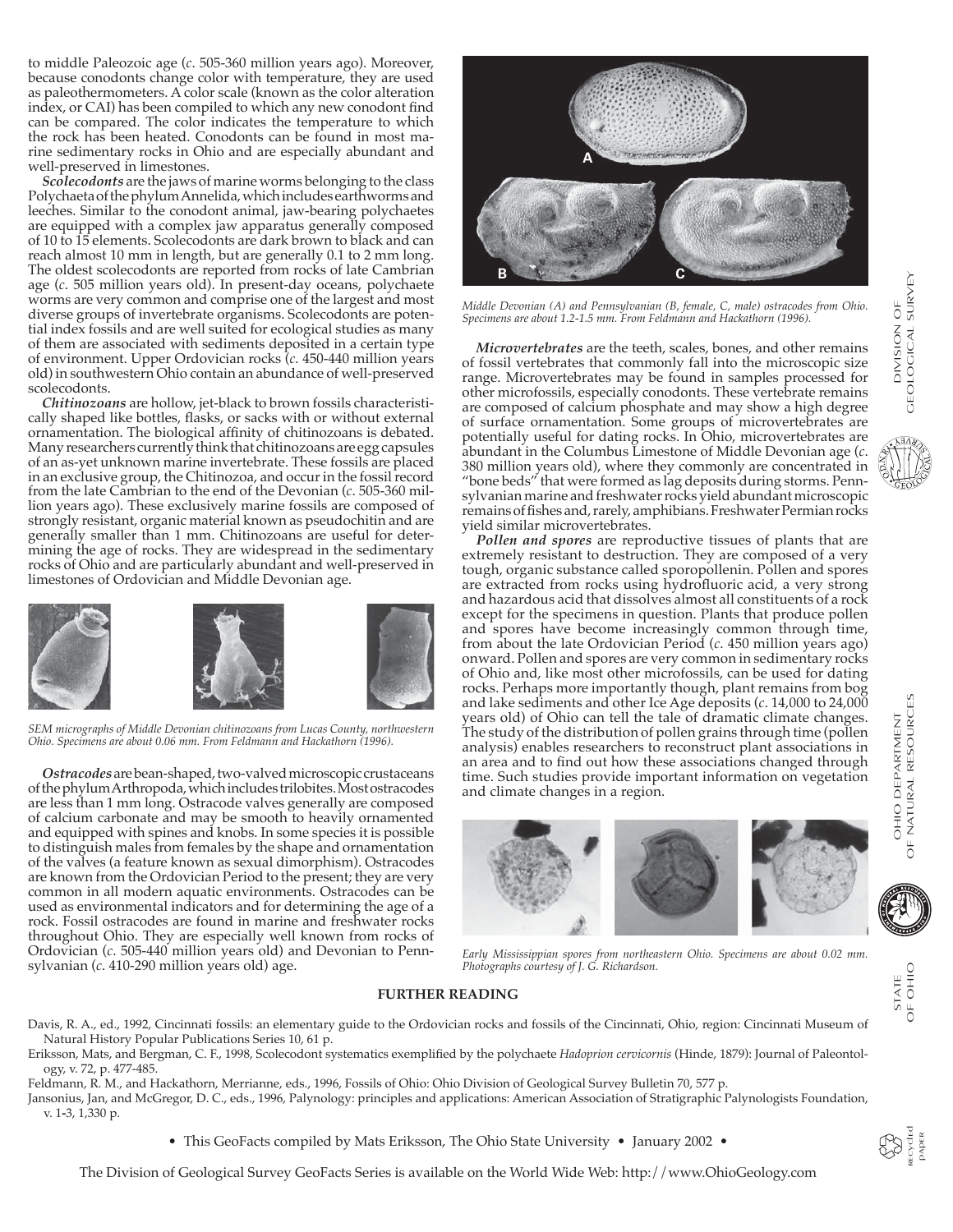to middle Paleozoic age (*c*. 505-360 million years ago). Moreover, because conodonts change color with temperature, they are used as paleothermometers. A color scale (known as the color alteration index, or CAI) has been compiled to which any new conodont find can be compared. The color indicates the temperature to which the rock has been heated. Conodonts can be found in most marine sedimentary rocks in Ohio and are especially abundant and well-preserved in limestones.

***Scolecodonts*** are the jaws of marine worms belonging to the class Polychaeta of the phylum Annelida, which includes earthworms and leeches. Similar to the conodont animal, jaw-bearing polychaetes are equipped with a complex jaw apparatus generally composed of 10 to 15 elements. Scolecodonts are dark brown to black and can reach almost 10 mm in length, but are generally 0.1 to 2 mm long. The oldest scolecodonts are reported from rocks of late Cambrian age (*c*. 505 million years old). In present-day oceans, polychaete worms are very common and comprise one of the largest and most diverse groups of invertebrate organisms. Scolecodonts are potential index fossils and are well suited for ecological studies as many of them are associated with sediments deposited in a certain type of environment. Upper Ordovician rocks (*c*. 450-440 million years old) in southwestern Ohio contain an abundance of well-preserved scolecodonts.

***Chitinozoans*** are hollow, jet-black to brown fossils characteristically shaped like bottles, flasks, or sacks with or without external ornamentation. The biological affinity of chitinozoans is debated. Many researchers currently think that chitinozoans are egg capsules of an as-yet unknown marine invertebrate. These fossils are placed in an exclusive group, the Chitinozoa, and occur in the fossil record from the late Cambrian to the end of the Devonian (*c*. 505-360 million years ago). These exclusively marine fossils are composed of strongly resistant, organic material known as pseudochitin and are generally smaller than 1 mm. Chitinozoans are useful for determining the age of rocks. They are widespread in the sedimentary rocks of Ohio and are particularly abundant and well-preserved in limestones of Ordovician and Middle Devonian age.

*SEM micrographs of Middle Devonian chitinozoans from Lucas County, northwestern Ohio. Specimens are about 0.06 mm. From Feldmann and Hackathorn (1996).*

***Ostracodes*** are bean-shaped, two-valved microscopic crustaceans of the phylum Arthropoda, which includes trilobites. Most ostracodes are less than 1 mm long. Ostracode valves generally are composed of calcium carbonate and may be smooth to heavily ornamented and equipped with spines and knobs. In some species it is possible to distinguish males from females by the shape and ornamentation of the valves (a feature known as sexual dimorphism). Ostracodes are known from the Ordovician Period to the present; they are very common in all modern aquatic environments. Ostracodes can be used as environmental indicators and for determining the age of a rock. Fossil ostracodes are found in marine and freshwater rocks throughout Ohio. They are especially well known from rocks of Ordovician (*c*. 505-440 million years old) and Devonian to Pennsylvanian (*c*. 410-290 million years old) age.

*Middle Devonian (A) and Pennsylvanian (B, female, C, male) ostracodes from Ohio. Specimens are about 1.2-1.5 mm. From Feldmann and Hackathorn (1996).*

***Microvertebrates*** are the teeth, scales, bones, and other remains of fossil vertebrates that commonly fall into the microscopic size range. Microvertebrates may be found in samples processed for other microfossils, especially conodonts. These vertebrate remains are composed of calcium phosphate and may show a high degree of surface ornamentation. Some groups of microvertebrates are potentially useful for dating rocks. In Ohio, microvertebrates are abundant in the Columbus Limestone of Middle Devonian age (*c*. 380 million years old), where they commonly are concentrated in "bone beds" that were formed as lag deposits during storms. Pennsylvanian marine and freshwater rocks yield abundant microscopic remains of fishes and, rarely, amphibians. Freshwater Permian rocks yield similar microvertebrates.

***Pollen and spores*** are reproductive tissues of plants that are extremely resistant to destruction. They are composed of a very tough, organic substance called sporopollenin. Pollen and spores are extracted from rocks using hydrofluoric acid, a very strong and hazardous acid that dissolves almost all constituents of a rock except for the specimens in question. Plants that produce pollen and spores have become increasingly common through time, from about the late Ordovician Period (*c*. 450 million years ago) onward. Pollen and spores are very common in sedimentary rocks of Ohio and, like most other microfossils, can be used for dating rocks. Perhaps more importantly though, plant remains from bog and lake sediments and other Ice Age deposits (*c*. 14,000 to 24,000 years old) of Ohio can tell the tale of dramatic climate changes. The study of the distribution of pollen grains through time (pollen analysis) enables researchers to reconstruct plant associations in an area and to find out how these associations changed through time. Such studies provide important information on vegetation and climate changes in a region.

*Early Mississippian spores from northeastern Ohio. Specimens are about 0.02 mm. Photographs courtesy of J. G. Richardson.*

## FURTHER READING

Davis, R. A., ed., 1992, Cincinnati fossils: an elementary guide to the Ordovician rocks and fossils of the Cincinnati, Ohio, region: Cincinnati Museum of Natural History Popular Publications Series 10, 61 p.

Eriksson, Mats, and Bergman, C. F., 1998, Scolecodont systematics exemplified by the polychaete *Hadoprion cervicornis* (Hinde, 1879): Journal of Paleontology, v. 72, p. 477-485.

Feldmann, R. M., and Hackathorn, Merrianne, eds., 1996, Fossils of Ohio: Ohio Division of Geological Survey Bulletin 70, 577 p.

Jansonius, Jan, and McGregor, D. C., eds., 1996, Palynology: principles and applications: American Association of Stratigraphic Palynologists Foundation, v. 1-3, 1,330 p.

• This GeoFacts compiled by Mats Eriksson, The Ohio State University • January 2002 •

The Division of Geological Survey GeoFacts Series is available on the World Wide Web: http://www.OhioGeology.com